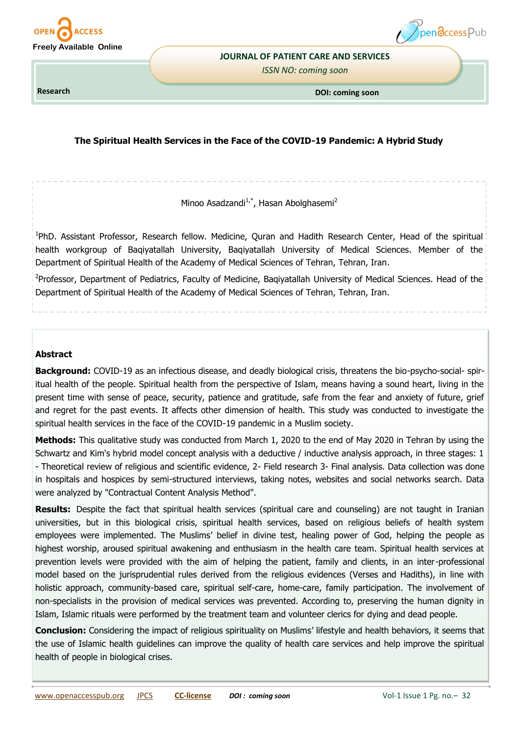Research

# The Spiritual Health Services in the Face of the COVID-19 Pandemic: A Hybrid Study

Minoo Asadzandi[1,*], Hasan Abolghasemi[2]

[1]PhD. Assistant Professor, Research fellow. Medicine, Quran and Hadith Research Center, Head of the spiritual health workgroup of Baqiyatallah University, Baqiyatallah University of Medical Sciences. Member of the Department of Spiritual Health of the Academy of Medical Sciences of Tehran, Tehran, Iran.

[2]Professor, Department of Pediatrics, Faculty of Medicine, Baqiyatallah University of Medical Sciences. Head of the Department of Spiritual Health of the Academy of Medical Sciences of Tehran, Tehran, Iran.

## Abstract

**Background:** COVID-19 as an infectious disease, and deadly biological crisis, threatens the bio-psycho-social- spiritual health of the people. Spiritual health from the perspective of Islam, means having a sound heart, living in the present time with sense of peace, security, patience and gratitude, safe from the fear and anxiety of future, grief and regret for the past events. It affects other dimension of health. This study was conducted to investigate the spiritual health services in the face of the COVID-19 pandemic in a Muslim society.

**Methods:** This qualitative study was conducted from March 1, 2020 to the end of May 2020 in Tehran by using the Schwartz and Kim's hybrid model concept analysis with a deductive / inductive analysis approach, in three stages: 1 - Theoretical review of religious and scientific evidence, 2- Field research 3- Final analysis. Data collection was done in hospitals and hospices by semi-structured interviews, taking notes, websites and social networks search. Data were analyzed by "Contractual Content Analysis Method".

**Results:** Despite the fact that spiritual health services (spiritual care and counseling) are not taught in Iranian universities, but in this biological crisis, spiritual health services, based on religious beliefs of health system employees were implemented. The Muslims' belief in divine test, healing power of God, helping the people as highest worship, aroused spiritual awakening and enthusiasm in the health care team. Spiritual health services at prevention levels were provided with the aim of helping the patient, family and clients, in an inter-professional model based on the jurisprudential rules derived from the religious evidences (Verses and Hadiths), in line with holistic approach, community-based care, spiritual self-care, home-care, family participation. The involvement of non-specialists in the provision of medical services was prevented. According to, preserving the human dignity in Islam, Islamic rituals were performed by the treatment team and volunteer clerics for dying and dead people.

**Conclusion:** Considering the impact of religious spirituality on Muslims' lifestyle and health behaviors, it seems that the use of Islamic health guidelines can improve the quality of health care services and help improve the spiritual health of people in biological crises.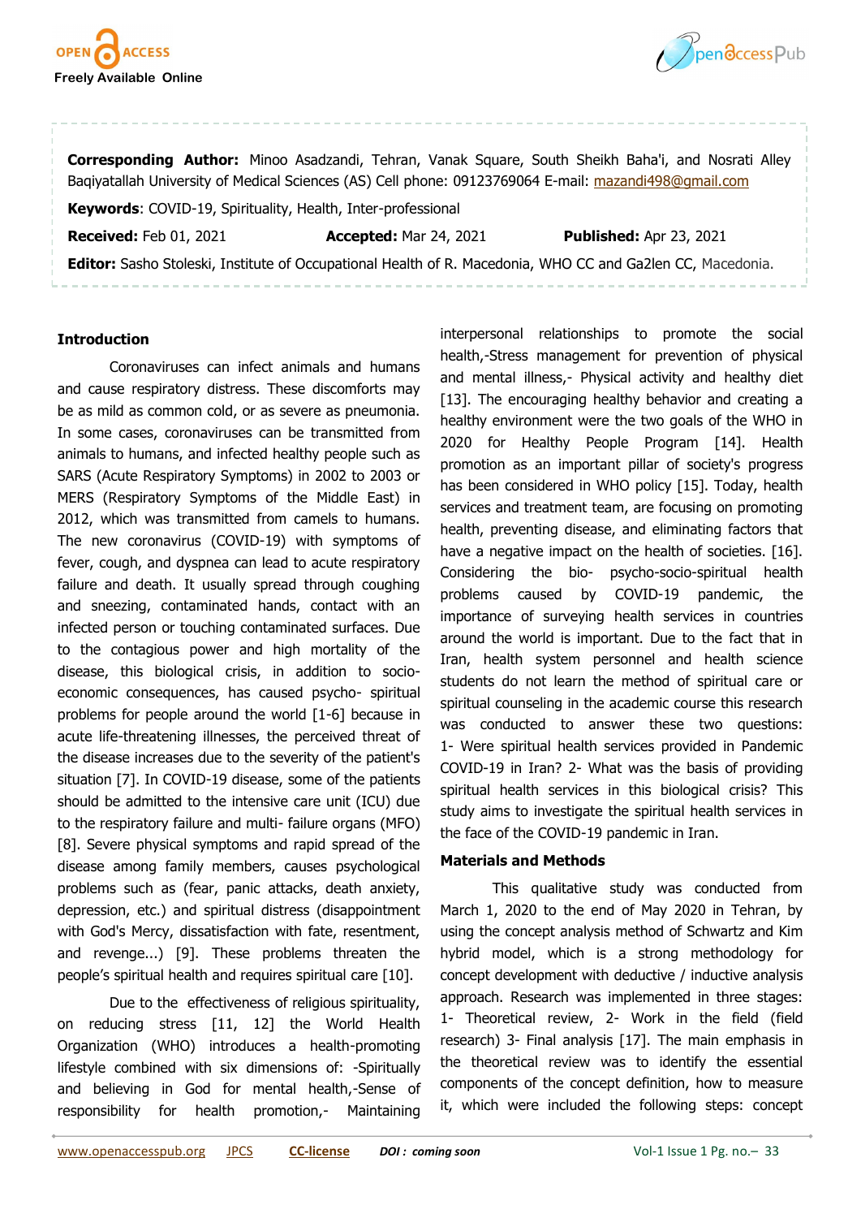**Corresponding Author:** Minoo Asadzandi, Tehran, Vanak Square, South Sheikh Baha'i, and Nosrati Alley Baqiyatallah University of Medical Sciences (AS) Cell phone: 09123769064 E-mail: mazandi498@gmail.com

**Keywords**: COVID-19, Spirituality, Health, Inter-professional

**Received:** Feb 01, 2021 **Accepted:** Mar 24, 2021 **Published:** Apr 23, 2021

**Editor:** Sasho Stoleski, Institute of Occupational Health of R. Macedonia, WHO CC and Ga2len CC, Macedonia.

## Introduction

Coronaviruses can infect animals and humans and cause respiratory distress. These discomforts may be as mild as common cold, or as severe as pneumonia. In some cases, coronaviruses can be transmitted from animals to humans, and infected healthy people such as SARS (Acute Respiratory Symptoms) in 2002 to 2003 or MERS (Respiratory Symptoms of the Middle East) in 2012, which was transmitted from camels to humans. The new coronavirus (COVID-19) with symptoms of fever, cough, and dyspnea can lead to acute respiratory failure and death. It usually spread through coughing and sneezing, contaminated hands, contact with an infected person or touching contaminated surfaces. Due to the contagious power and high mortality of the disease, this biological crisis, in addition to socio-economic consequences, has caused psycho- spiritual problems for people around the world [1-6] because in acute life-threatening illnesses, the perceived threat of the disease increases due to the severity of the patient's situation [7]. In COVID-19 disease, some of the patients should be admitted to the intensive care unit (ICU) due to the respiratory failure and multi- failure organs (MFO) [8]. Severe physical symptoms and rapid spread of the disease among family members, causes psychological problems such as (fear, panic attacks, death anxiety, depression, etc.) and spiritual distress (disappointment with God's Mercy, dissatisfaction with fate, resentment, and revenge...) [9]. These problems threaten the people's spiritual health and requires spiritual care [10].

Due to the effectiveness of religious spirituality, on reducing stress [11, 12] the World Health Organization (WHO) introduces a health-promoting lifestyle combined with six dimensions of: -Spiritually and believing in God for mental health,-Sense of responsibility for health promotion,- Maintaining interpersonal relationships to promote the social health,-Stress management for prevention of physical and mental illness,- Physical activity and healthy diet [13]. The encouraging healthy behavior and creating a healthy environment were the two goals of the WHO in 2020 for Healthy People Program [14]. Health promotion as an important pillar of society's progress has been considered in WHO policy [15]. Today, health services and treatment team, are focusing on promoting health, preventing disease, and eliminating factors that have a negative impact on the health of societies. [16]. Considering the bio- psycho-socio-spiritual health problems caused by COVID-19 pandemic, the importance of surveying health services in countries around the world is important. Due to the fact that in Iran, health system personnel and health science students do not learn the method of spiritual care or spiritual counseling in the academic course this research was conducted to answer these two questions: 1- Were spiritual health services provided in Pandemic COVID-19 in Iran? 2- What was the basis of providing spiritual health services in this biological crisis? This study aims to investigate the spiritual health services in the face of the COVID-19 pandemic in Iran.

## Materials and Methods

This qualitative study was conducted from March 1, 2020 to the end of May 2020 in Tehran, by using the concept analysis method of Schwartz and Kim hybrid model, which is a strong methodology for concept development with deductive / inductive analysis approach. Research was implemented in three stages: 1- Theoretical review, 2- Work in the field (field research) 3- Final analysis [17]. The main emphasis in the theoretical review was to identify the essential components of the concept definition, how to measure it, which were included the following steps: concept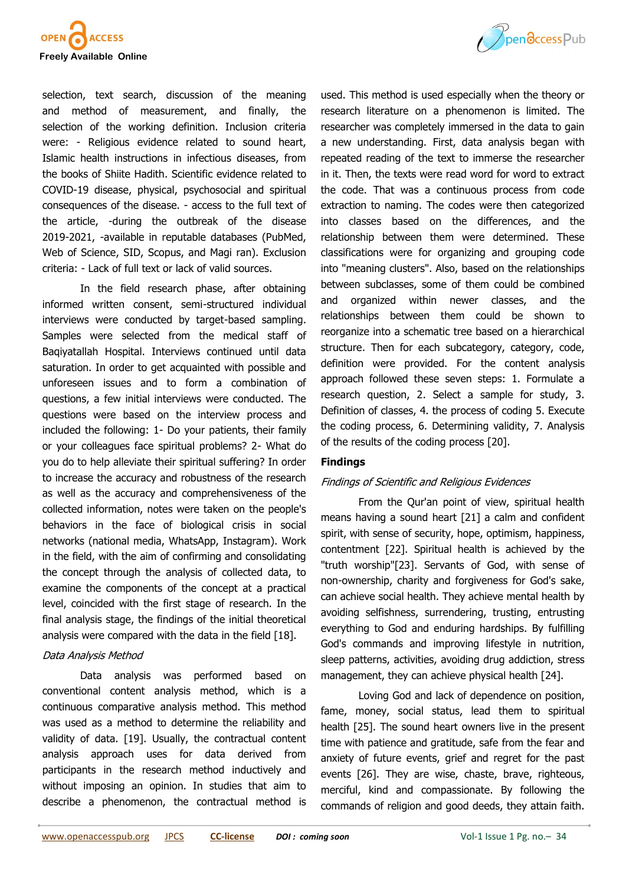selection, text search, discussion of the meaning and method of measurement, and finally, the selection of the working definition. Inclusion criteria were: - Religious evidence related to sound heart, Islamic health instructions in infectious diseases, from the books of Shiite Hadith. Scientific evidence related to COVID-19 disease, physical, psychosocial and spiritual consequences of the disease. - access to the full text of the article, -during the outbreak of the disease 2019-2021, -available in reputable databases (PubMed, Web of Science, SID, Scopus, and Magi ran). Exclusion criteria: - Lack of full text or lack of valid sources.

In the field research phase, after obtaining informed written consent, semi-structured individual interviews were conducted by target-based sampling. Samples were selected from the medical staff of Baqiyatallah Hospital. Interviews continued until data saturation. In order to get acquainted with possible and unforeseen issues and to form a combination of questions, a few initial interviews were conducted. The questions were based on the interview process and included the following: 1- Do your patients, their family or your colleagues face spiritual problems? 2- What do you do to help alleviate their spiritual suffering? In order to increase the accuracy and robustness of the research as well as the accuracy and comprehensiveness of the collected information, notes were taken on the people's behaviors in the face of biological crisis in social networks (national media, WhatsApp, Instagram). Work in the field, with the aim of confirming and consolidating the concept through the analysis of collected data, to examine the components of the concept at a practical level, coincided with the first stage of research. In the final analysis stage, the findings of the initial theoretical analysis were compared with the data in the field [18].

### *Data Analysis Method*

Data analysis was performed based on conventional content analysis method, which is a continuous comparative analysis method. This method was used as a method to determine the reliability and validity of data. [19]. Usually, the contractual content analysis approach uses for data derived from participants in the research method inductively and without imposing an opinion. In studies that aim to describe a phenomenon, the contractual method is used. This method is used especially when the theory or research literature on a phenomenon is limited. The researcher was completely immersed in the data to gain a new understanding. First, data analysis began with repeated reading of the text to immerse the researcher in it. Then, the texts were read word for word to extract the code. That was a continuous process from code extraction to naming. The codes were then categorized into classes based on the differences, and the relationship between them were determined. These classifications were for organizing and grouping code into "meaning clusters". Also, based on the relationships between subclasses, some of them could be combined and organized within newer classes, and the relationships between them could be shown to reorganize into a schematic tree based on a hierarchical structure. Then for each subcategory, category, code, definition were provided. For the content analysis approach followed these seven steps: 1. Formulate a research question, 2. Select a sample for study, 3. Definition of classes, 4. the process of coding 5. Execute the coding process, 6. Determining validity, 7. Analysis of the results of the coding process [20].

## Findings

### *Findings of Scientific and Religious Evidences*

From the Qur'an point of view, spiritual health means having a sound heart [21] a calm and confident spirit, with sense of security, hope, optimism, happiness, contentment [22]. Spiritual health is achieved by the "truth worship"[23]. Servants of God, with sense of non-ownership, charity and forgiveness for God's sake, can achieve social health. They achieve mental health by avoiding selfishness, surrendering, trusting, entrusting everything to God and enduring hardships. By fulfilling God's commands and improving lifestyle in nutrition, sleep patterns, activities, avoiding drug addiction, stress management, they can achieve physical health [24].

Loving God and lack of dependence on position, fame, money, social status, lead them to spiritual health [25]. The sound heart owners live in the present time with patience and gratitude, safe from the fear and anxiety of future events, grief and regret for the past events [26]. They are wise, chaste, brave, righteous, merciful, kind and compassionate. By following the commands of religion and good deeds, they attain faith.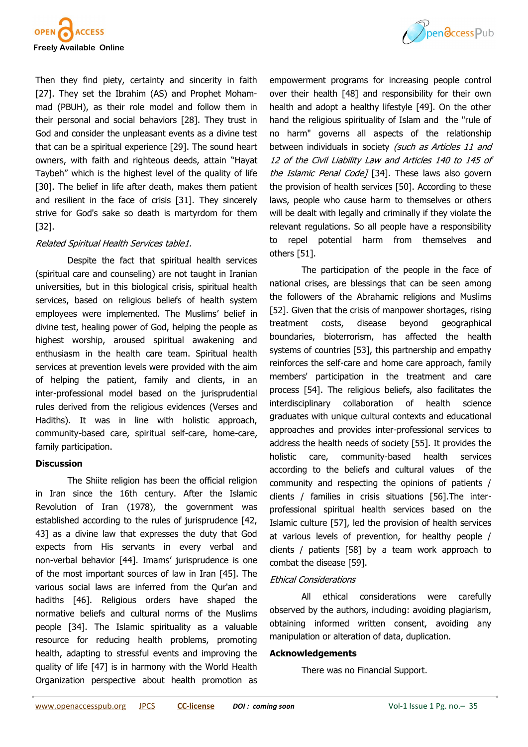Then they find piety, certainty and sincerity in faith [27]. They set the Ibrahim (AS) and Prophet Mohammad (PBUH), as their role model and follow them in their personal and social behaviors [28]. They trust in God and consider the unpleasant events as a divine test that can be a spiritual experience [29]. The sound heart owners, with faith and righteous deeds, attain "Hayat Taybeh" which is the highest level of the quality of life [30]. The belief in life after death, makes them patient and resilient in the face of crisis [31]. They sincerely strive for God's sake so death is martyrdom for them [32].

*Related Spiritual Health Services table1.*

Despite the fact that spiritual health services (spiritual care and counseling) are not taught in Iranian universities, but in this biological crisis, spiritual health services, based on religious beliefs of health system employees were implemented. The Muslims' belief in divine test, healing power of God, helping the people as highest worship, aroused spiritual awakening and enthusiasm in the health care team. Spiritual health services at prevention levels were provided with the aim of helping the patient, family and clients, in an inter-professional model based on the jurisprudential rules derived from the religious evidences (Verses and Hadiths). It was in line with holistic approach, community-based care, spiritual self-care, home-care, family participation.

## Discussion

The Shiite religion has been the official religion in Iran since the 16th century. After the Islamic Revolution of Iran (1978), the government was established according to the rules of jurisprudence [42, 43] as a divine law that expresses the duty that God expects from His servants in every verbal and non-verbal behavior [44]. Imams' jurisprudence is one of the most important sources of law in Iran [45]. The various social laws are inferred from the Qur'an and hadiths [46]. Religious orders have shaped the normative beliefs and cultural norms of the Muslims people [34]. The Islamic spirituality as a valuable resource for reducing health problems, promoting health, adapting to stressful events and improving the quality of life [47] is in harmony with the World Health Organization perspective about health promotion as empowerment programs for increasing people control over their health [48] and responsibility for their own health and adopt a healthy lifestyle [49]. On the other hand the religious spirituality of Islam and the "rule of no harm" governs all aspects of the relationship between individuals in society *(such as Articles 11 and 12 of the Civil Liability Law and Articles 140 to 145 of the Islamic Penal Code]* [34]. These laws also govern the provision of health services [50]. According to these laws, people who cause harm to themselves or others will be dealt with legally and criminally if they violate the relevant regulations. So all people have a responsibility to repel potential harm from themselves and others [51].

The participation of the people in the face of national crises, are blessings that can be seen among the followers of the Abrahamic religions and Muslims [52]. Given that the crisis of manpower shortages, rising treatment costs, disease beyond geographical boundaries, bioterrorism, has affected the health systems of countries [53], this partnership and empathy reinforces the self-care and home care approach, family members' participation in the treatment and care process [54]. The religious beliefs, also facilitates the interdisciplinary collaboration of health science graduates with unique cultural contexts and educational approaches and provides inter-professional services to address the health needs of society [55]. It provides the holistic care, community-based health services according to the beliefs and cultural values of the community and respecting the opinions of patients / clients / families in crisis situations [56].The inter-professional spiritual health services based on the Islamic culture [57], led the provision of health services at various levels of prevention, for healthy people / clients / patients [58] by a team work approach to combat the disease [59].

*Ethical Considerations*

All ethical considerations were carefully observed by the authors, including: avoiding plagiarism, obtaining informed written consent, avoiding any manipulation or alteration of data, duplication.

## Acknowledgements

There was no Financial Support.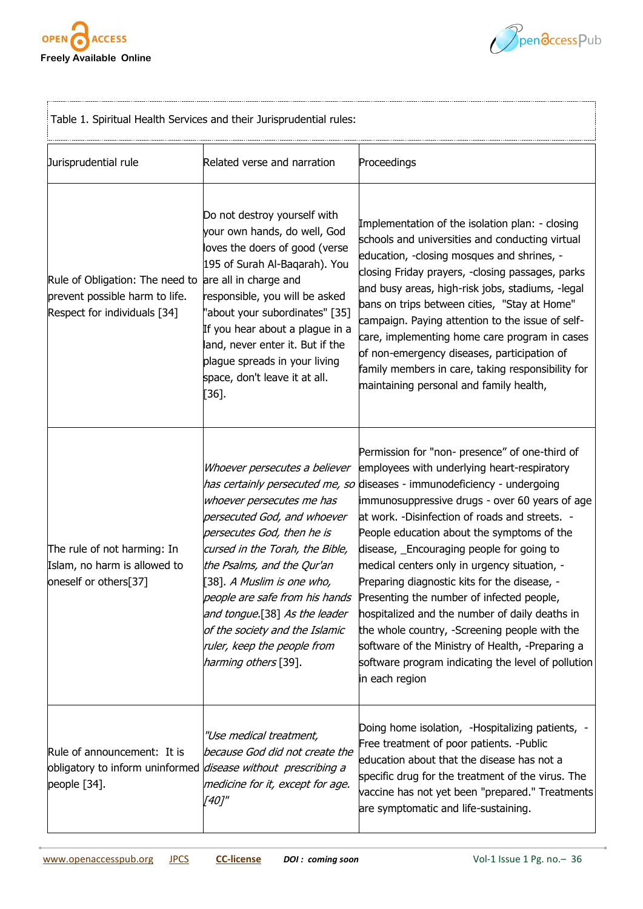Table 1. Spiritual Health Services and their Jurisprudential rules:

| Jurisprudential rule | Related verse and narration | Proceedings |
|---|---|---|
| Rule of Obligation: The need to prevent possible harm to life. Respect for individuals [34] | Do not destroy yourself with your own hands, do well, God loves the doers of good (verse 195 of Surah Al-Baqarah). You are all in charge and responsible, you will be asked "about your subordinates" [35] If you hear about a plague in a land, never enter it. But if the plague spreads in your living space, don't leave it at all. [36]. | Implementation of the isolation plan: - closing schools and universities and conducting virtual education, -closing mosques and shrines, -closing Friday prayers, -closing passages, parks and busy areas, high-risk jobs, stadiums, -legal bans on trips between cities, "Stay at Home" campaign. Paying attention to the issue of self-care, implementing home care program in cases of non-emergency diseases, participation of family members in care, taking responsibility for maintaining personal and family health, |
| The rule of not harming: In Islam, no harm is allowed to oneself or others[37] | *Whoever persecutes a believer has certainly persecuted me, so whoever persecutes me has persecuted God, and whoever persecutes God, then he is cursed in the Torah, the Bible, the Psalms, and the Qur'an* [38]. *A Muslim is one who, people are safe from his hands and tongue.*[38] *As the leader of the society and the Islamic ruler, keep the people from harming others* [39]. | Permission for "non- presence" of one-third of employees with underlying heart-respiratory diseases - immunodeficiency - undergoing immunosuppressive drugs - over 60 years of age at work. -Disinfection of roads and streets. -People education about the symptoms of the disease, _Encouraging people for going to medical centers only in urgency situation, -Preparing diagnostic kits for the disease, -Presenting the number of infected people, hospitalized and the number of daily deaths in the whole country, -Screening people with the software of the Ministry of Health, -Preparing a software program indicating the level of pollution in each region |
| Rule of announcement: It is obligatory to inform uninformed people [34]. | *"Use medical treatment, because God did not create the disease without prescribing a medicine for it, except for age. [40]"* | Doing home isolation, -Hospitalizing patients, -Free treatment of poor patients. -Public education about that the disease has not a specific drug for the treatment of the virus. The vaccine has not yet been "prepared." Treatments are symptomatic and life-sustaining. |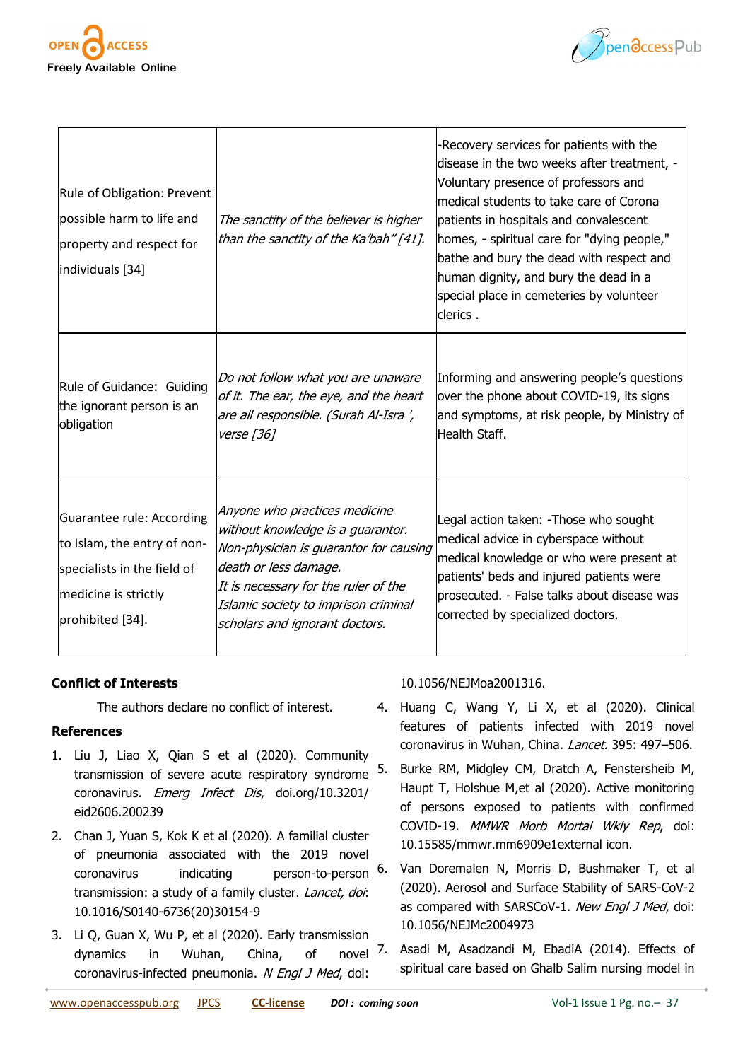| Rule of Obligation: Prevent possible harm to life and property and respect for individuals [34] | *The sanctity of the believer is higher than the sanctity of the Ka'bah" [41].* | -Recovery services for patients with the disease in the two weeks after treatment, - Voluntary presence of professors and medical students to take care of Corona patients in hospitals and convalescent homes, - spiritual care for "dying people," bathe and bury the dead with respect and human dignity, and bury the dead in a special place in cemeteries by volunteer clerics . |
|---|---|---|
| Rule of Guidance: Guiding the ignorant person is an obligation | *Do not follow what you are unaware of it. The ear, the eye, and the heart are all responsible. (Surah Al-Isra ', verse [36]* | Informing and answering people's questions over the phone about COVID-19, its signs and symptoms, at risk people, by Ministry of Health Staff. |
| Guarantee rule: According to Islam, the entry of non-specialists in the field of medicine is strictly prohibited [34]. | *Anyone who practices medicine without knowledge is a guarantor. Non-physician is guarantor for causing death or less damage. It is necessary for the ruler of the Islamic society to imprison criminal scholars and ignorant doctors.* | Legal action taken: -Those who sought medical advice in cyberspace without medical knowledge or who were present at patients' beds and injured patients were prosecuted. - False talks about disease was corrected by specialized doctors. |

**Conflict of Interests**

The authors declare no conflict of interest.

**References**

1. Liu J, Liao X, Qian S et al (2020). Community transmission of severe acute respiratory syndrome coronavirus. *Emerg Infect Dis*, doi.org/10.3201/eid2606.200239
2. Chan J, Yuan S, Kok K et al (2020). A familial cluster of pneumonia associated with the 2019 novel coronavirus indicating person-to-person transmission: a study of a family cluster. *Lancet, doi*: 10.1016/S0140-6736(20)30154-9
3. Li Q, Guan X, Wu P, et al (2020). Early transmission dynamics in Wuhan, China, of novel coronavirus-infected pneumonia. *N Engl J Med*, doi: 10.1056/NEJMoa2001316.
4. Huang C, Wang Y, Li X, et al (2020). Clinical features of patients infected with 2019 novel coronavirus in Wuhan, China. *Lancet.* 395: 497–506.
5. Burke RM, Midgley CM, Dratch A, Fenstersheib M, Haupt T, Holshue M,et al (2020). Active monitoring of persons exposed to patients with confirmed COVID-19. *MMWR Morb Mortal Wkly Rep*, doi: 10.15585/mmwr.mm6909e1external icon.
6. Van Doremalen N, Morris D, Bushmaker T, et al (2020). Aerosol and Surface Stability of SARS-CoV-2 as compared with SARSCoV-1. *New Engl J Med*, doi: 10.1056/NEJMc2004973
7. Asadi M, Asadzandi M, EbadiA (2014). Effects of spiritual care based on Ghalb Salim nursing model in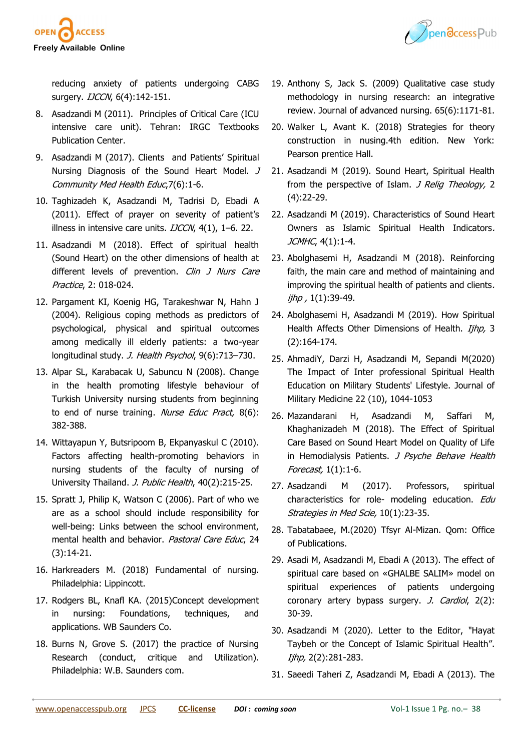reducing anxiety of patients undergoing CABG surgery. *IJCCN*, 6(4):142-151.

8. Asadzandi M (2011). Principles of Critical Care (ICU intensive care unit). Tehran: IRGC Textbooks Publication Center.
9. Asadzandi M (2017). Clients and Patients' Spiritual Nursing Diagnosis of the Sound Heart Model. *J Community Med Health Educ*,7(6):1-6.
10. Taghizadeh K, Asadzandi M, Tadrisi D, Ebadi A (2011). Effect of prayer on severity of patient's illness in intensive care units. *IJCCN*, 4(1), 1–6. 22.
11. Asadzandi M (2018). Effect of spiritual health (Sound Heart) on the other dimensions of health at different levels of prevention. *Clin J Nurs Care Practice*, 2: 018-024.
12. Pargament KI, Koenig HG, Tarakeshwar N, Hahn J (2004). Religious coping methods as predictors of psychological, physical and spiritual outcomes among medically ill elderly patients: a two-year longitudinal study. *J. Health Psychol*, 9(6):713–730.
13. Alpar SL, Karabacak U, Sabuncu N (2008). Change in the health promoting lifestyle behaviour of Turkish University nursing students from beginning to end of nurse training. *Nurse Educ Pract,* 8(6): 382-388.
14. Wittayapun Y, Butsripoom B, Ekpanyaskul C (2010). Factors affecting health-promoting behaviors in nursing students of the faculty of nursing of University Thailand. *J. Public Health*, 40(2):215-25.
15. Spratt J, Philip K, Watson C (2006). Part of who we are as a school should include responsibility for well-being: Links between the school environment, mental health and behavior. *Pastoral Care Educ*, 24 (3):14-21.
16. Harkreaders M. (2018) Fundamental of nursing. Philadelphia: Lippincott.
17. Rodgers BL, Knafl KA. (2015)Concept development in nursing: Foundations, techniques, and applications. WB Saunders Co.
18. Burns N, Grove S. (2017) the practice of Nursing Research (conduct, critique and Utilization). Philadelphia: W.B. Saunders com.
19. Anthony S, Jack S. (2009) Qualitative case study methodology in nursing research: an integrative review. Journal of advanced nursing. 65(6):1171-81.
20. Walker L, Avant K. (2018) Strategies for theory construction in nusing.4th edition. New York: Pearson prentice Hall.
21. Asadzandi M (2019). Sound Heart, Spiritual Health from the perspective of Islam. *J Relig Theology,* 2 (4):22-29.
22. Asadzandi M (2019). Characteristics of Sound Heart Owners as Islamic Spiritual Health Indicators*. JCMHC*, 4(1):1-4.
23. Abolghasemi H, Asadzandi M (2018). Reinforcing faith, the main care and method of maintaining and improving the spiritual health of patients and clients*. ijhp ,* 1(1):39-49.
24. Abolghasemi H, Asadzandi M (2019). How Spiritual Health Affects Other Dimensions of Health. *Ijhp,* 3 (2):164-174.
25. AhmadiY, Darzi H, Asadzandi M, Sepandi M(2020) The Impact of Inter professional Spiritual Health Education on Military Students' Lifestyle. Journal of Military Medicine 22 (10), 1044-1053
26. Mazandarani H, Asadzandi M, Saffari M, Khaghanizadeh M (2018). The Effect of Spiritual Care Based on Sound Heart Model on Quality of Life in Hemodialysis Patients. *J Psyche Behave Health Forecast,* 1(1):1-6.
27. Asadzandi M (2017). Professors, spiritual characteristics for role- modeling education. *Edu Strategies in Med Scie,* 10(1):23-35.
28. Tabatabaee, M.(2020) Tfsyr Al-Mizan. Qom: Office of Publications.
29. Asadi M, Asadzandi M, Ebadi A (2013). The effect of spiritual care based on «GHALBE SALIM» model on spiritual experiences of patients undergoing coronary artery bypass surgery. *J. Cardiol*, 2(2): 30-39.
30. Asadzandi M (2020). Letter to the Editor, "Hayat Taybeh or the Concept of Islamic Spiritual Health". *Ijhp,* 2(2):281-283.
31. Saeedi Taheri Z, Asadzandi M, Ebadi A (2013). The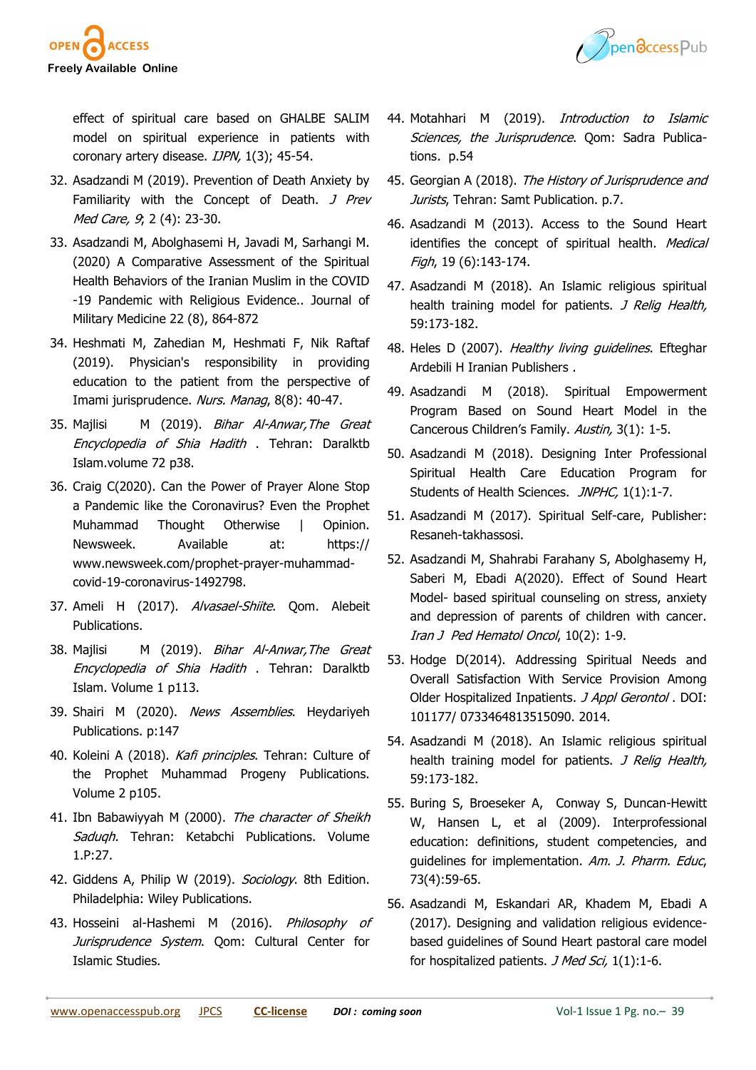effect of spiritual care based on GHALBE SALIM model on spiritual experience in patients with coronary artery disease. *IJPN,* 1(3); 45-54.

32. Asadzandi M (2019). Prevention of Death Anxiety by Familiarity with the Concept of Death. *J Prev Med Care, 9*; 2 (4): 23-30.
33. Asadzandi M, Abolghasemi H, Javadi M, Sarhangi M. (2020) A Comparative Assessment of the Spiritual Health Behaviors of the Iranian Muslim in the COVID -19 Pandemic with Religious Evidence.. Journal of Military Medicine 22 (8), 864-872
34. Heshmati M, Zahedian M, Heshmati F, Nik Raftaf (2019). Physician's responsibility in providing education to the patient from the perspective of Imami jurisprudence. *Nurs. Manag,* 8(8): 40-47.
35. Majlisi M (2019). *Bihar Al-Anwar,The Great Encyclopedia of Shia Hadith* . Tehran: Daralktb Islam.volume 72 p38.
36. Craig C(2020). Can the Power of Prayer Alone Stop a Pandemic like the Coronavirus? Even the Prophet Muhammad Thought Otherwise | Opinion. Newsweek. Available at: https://www.newsweek.com/prophet-prayer-muhammad-covid-19-coronavirus-1492798.
37. Ameli H (2017). *Alvasael-Shiite*. Qom. Alebeit Publications.
38. Majlisi M (2019). *Bihar Al-Anwar,The Great Encyclopedia of Shia Hadith* . Tehran: Daralktb Islam. Volume 1 p113.
39. Shairi M (2020). *News Assemblies*. Heydariyeh Publications. p:147
40. Koleini A (2018). *Kafi principles*. Tehran: Culture of the Prophet Muhammad Progeny Publications. Volume 2 p105.
41. Ibn Babawiyyah M (2000). *The character of Sheikh Sadugh.* Tehran: Ketabchi Publications. Volume 1.P:27.
42. Giddens A, Philip W (2019). *Sociology*. 8th Edition. Philadelphia: Wiley Publications.
43. Hosseini al-Hashemi M (2016). *Philosophy of Jurisprudence System*. Qom: Cultural Center for Islamic Studies.
44. Motahhari M (2019). *Introduction to Islamic Sciences, the Jurisprudence*. Qom: Sadra Publications. p.54
45. Georgian A (2018). *The History of Jurisprudence and Jurists*, Tehran: Samt Publication. p.7.
46. Asadzandi M (2013). Access to the Sound Heart identifies the concept of spiritual health. *Medical Figh*, 19 (6):143-174.
47. Asadzandi M (2018). An Islamic religious spiritual health training model for patients. *J Relig Health,* 59:173-182.
48. Heles D (2007). *Healthy living guidelines*. Efteghar Ardebili H Iranian Publishers .
49. Asadzandi M (2018). Spiritual Empowerment Program Based on Sound Heart Model in the Cancerous Children's Family. *Austin,* 3(1): 1-5.
50. Asadzandi M (2018). Designing Inter Professional Spiritual Health Care Education Program for Students of Health Sciences. *JNPHC,* 1(1):1-7.
51. Asadzandi M (2017). Spiritual Self-care, Publisher: Resaneh-takhassosi.
52. Asadzandi M, Shahrabi Farahany S, Abolghasemy H, Saberi M, Ebadi A(2020). Effect of Sound Heart Model- based spiritual counseling on stress, anxiety and depression of parents of children with cancer. *Iran J Ped Hematol Oncol*, 10(2): 1-9.
53. Hodge D(2014). Addressing Spiritual Needs and Overall Satisfaction With Service Provision Among Older Hospitalized Inpatients. *J Appl Gerontol* . DOI: 101177/ 0733464813515090. 2014.
54. Asadzandi M (2018). An Islamic religious spiritual health training model for patients. *J Relig Health,* 59:173-182.
55. Buring S, Broeseker A, Conway S, Duncan-Hewitt W, Hansen L, et al (2009). Interprofessional education: definitions, student competencies, and guidelines for implementation. *Am. J. Pharm. Educ*, 73(4):59-65.
56. Asadzandi M, Eskandari AR, Khadem M, Ebadi A (2017). Designing and validation religious evidence-based guidelines of Sound Heart pastoral care model for hospitalized patients. *J Med Sci,* 1(1):1-6.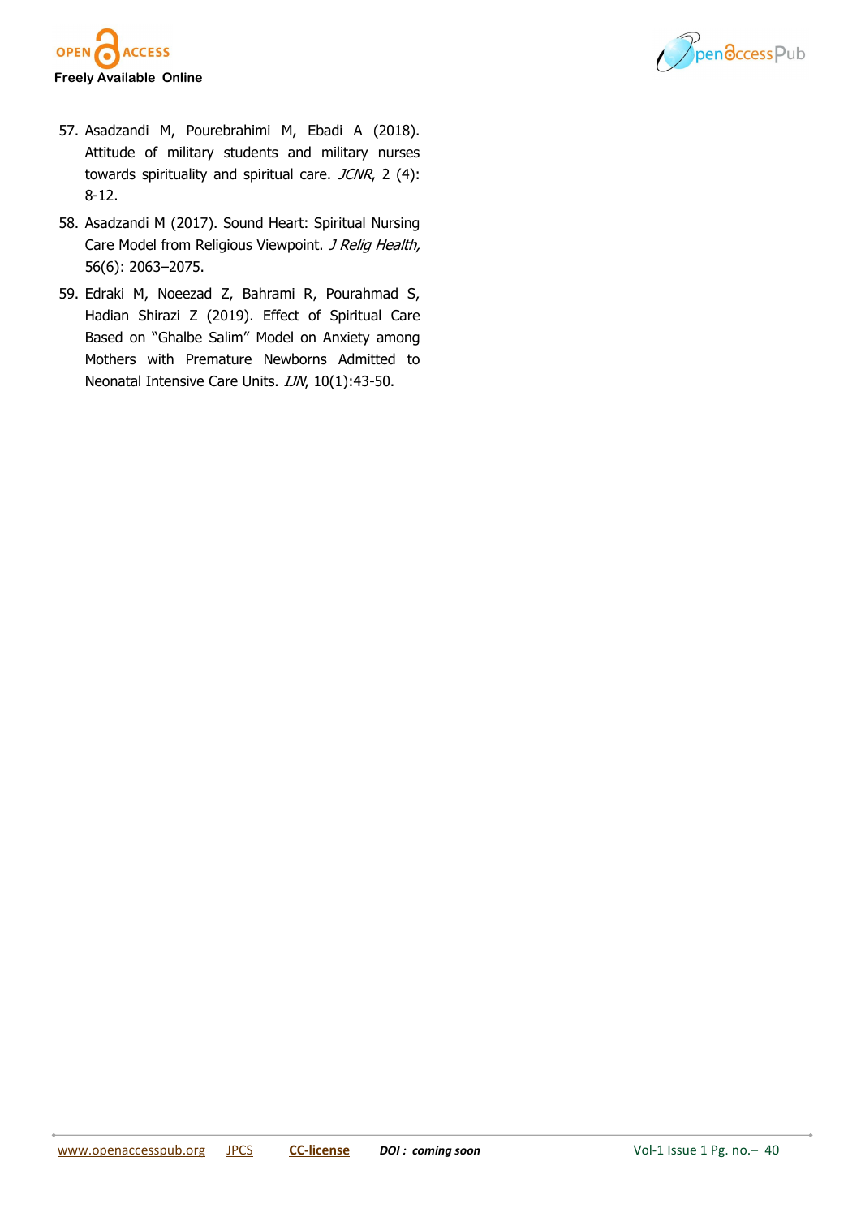57. Asadzandi M, Pourebrahimi M, Ebadi A (2018). Attitude of military students and military nurses towards spirituality and spiritual care. *JCNR*, 2 (4): 8-12.
58. Asadzandi M (2017). Sound Heart: Spiritual Nursing Care Model from Religious Viewpoint. *J Relig Health,* 56(6): 2063–2075.
59. Edraki M, Noeezad Z, Bahrami R, Pourahmad S, Hadian Shirazi Z (2019). Effect of Spiritual Care Based on "Ghalbe Salim" Model on Anxiety among Mothers with Premature Newborns Admitted to Neonatal Intensive Care Units. *IJN*, 10(1):43-50.